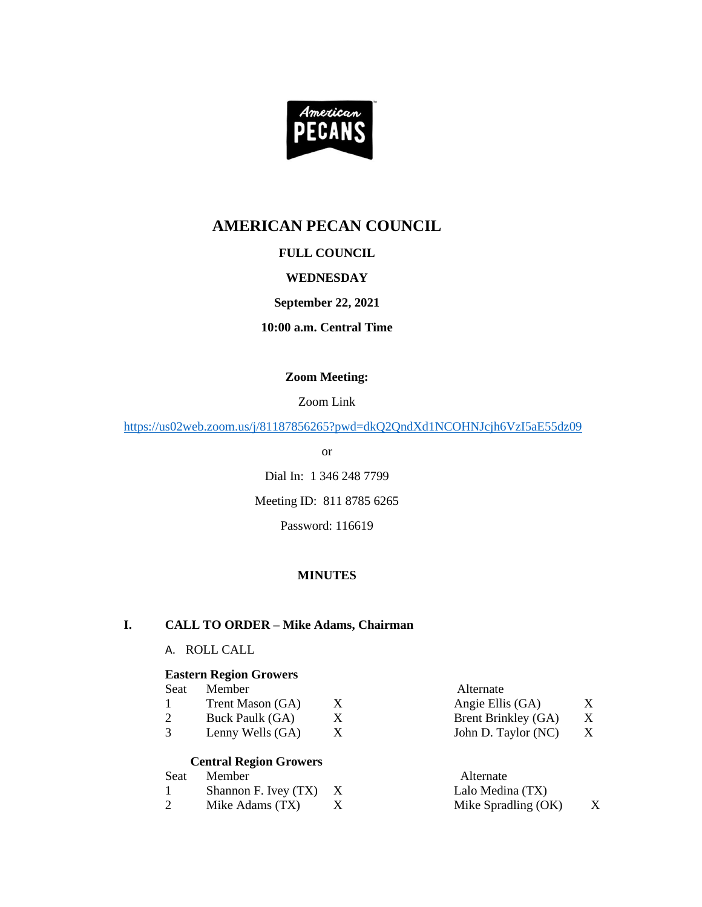# AMERICAN PECAN COUNCIL

**FULL COUNCIL**

**WEDNESDAY**

**September 22, 2021**

**10:00 a.m. Central Time**

**Zoom Meeting:**

Zoom Link

https://us02web.zoom.us/j/81187856265?pwd=dkQ2QndXd1NCOHNJcjh6VzI5aE55dz09

or

Dial In: 1 346 248 7799

Meeting ID: 811 8785 6265

Password: 116619

**MINUTES**

## I. CALL TO ORDER – Mike Adams, Chairman

A. ROLL CALL

**Eastern Region Growers**

| Seat | Member | | Alternate | |
|---|---|---|---|---|
| 1 | Trent Mason (GA) | X | Angie Ellis (GA) | X |
| 2 | Buck Paulk (GA) | X | Brent Brinkley (GA) | X |
| 3 | Lenny Wells (GA) | X | John D. Taylor (NC) | X |

**Central Region Growers**

| Seat | Member | | Alternate | |
|---|---|---|---|---|
| 1 | Shannon F. Ivey (TX) | X | Lalo Medina (TX) | |
| 2 | Mike Adams (TX) | X | Mike Spradling (OK) | X |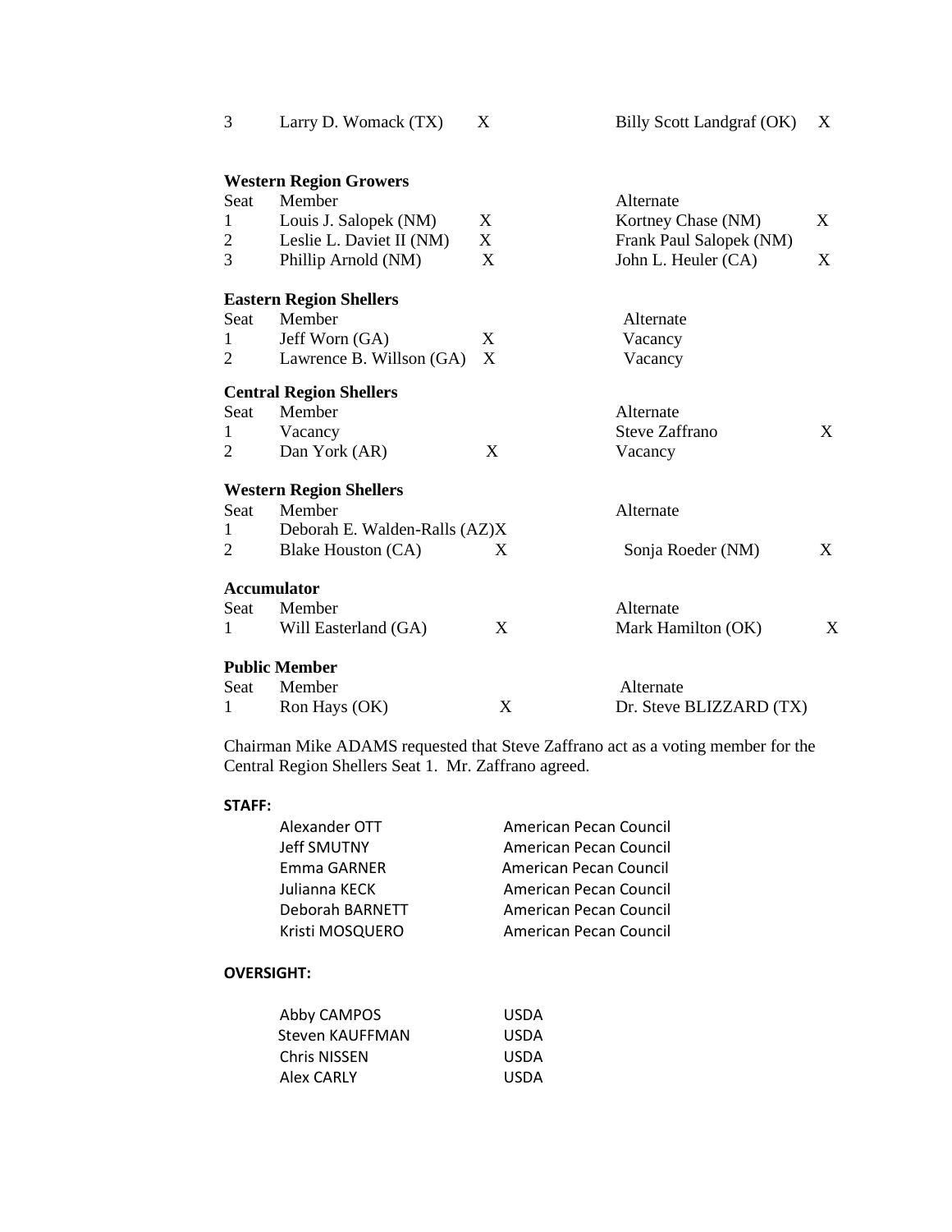| 3 | Larry D. Womack (TX) | X | Billy Scott Landgraf (OK) | X |
|---|---|---|---|---|

**Western Region Growers**

| Seat | Member | | Alternate | |
|---|---|---|---|---|
| 1 | Louis J. Salopek (NM) | X | Kortney Chase (NM) | X |
| 2 | Leslie L. Daviet II (NM) | X | Frank Paul Salopek (NM) | |
| 3 | Phillip Arnold (NM) | X | John L. Heuler (CA) | X |

**Eastern Region Shellers**

| Seat | Member | | Alternate | |
|---|---|---|---|---|
| 1 | Jeff Worn (GA) | X | Vacancy | |
| 2 | Lawrence B. Willson (GA) | X | Vacancy | |

**Central Region Shellers**

| Seat | Member | | Alternate | |
|---|---|---|---|---|
| 1 | Vacancy | | Steve Zaffrano | X |
| 2 | Dan York (AR) | X | Vacancy | |

**Western Region Shellers**

| Seat | Member | | Alternate | |
|---|---|---|---|---|
| 1 | Deborah E. Walden-Ralls (AZ) | X | | |
| 2 | Blake Houston (CA) | X | Sonja Roeder (NM) | X |

**Accumulator**

| Seat | Member | | Alternate | |
|---|---|---|---|---|
| 1 | Will Easterland (GA) | X | Mark Hamilton (OK) | X |

**Public Member**

| Seat | Member | | Alternate | |
|---|---|---|---|---|
| 1 | Ron Hays (OK) | X | Dr. Steve BLIZZARD (TX) | |

Chairman Mike ADAMS requested that Steve Zaffrano act as a voting member for the Central Region Shellers Seat 1. Mr. Zaffrano agreed.

**STAFF:**

| | |
|---|---|
| Alexander OTT | American Pecan Council |
| Jeff SMUTNY | American Pecan Council |
| Emma GARNER | American Pecan Council |
| Julianna KECK | American Pecan Council |
| Deborah BARNETT | American Pecan Council |
| Kristi MOSQUERO | American Pecan Council |

**OVERSIGHT:**

| | |
|---|---|
| Abby CAMPOS | USDA |
| Steven KAUFFMAN | USDA |
| Chris NISSEN | USDA |
| Alex CARLY | USDA |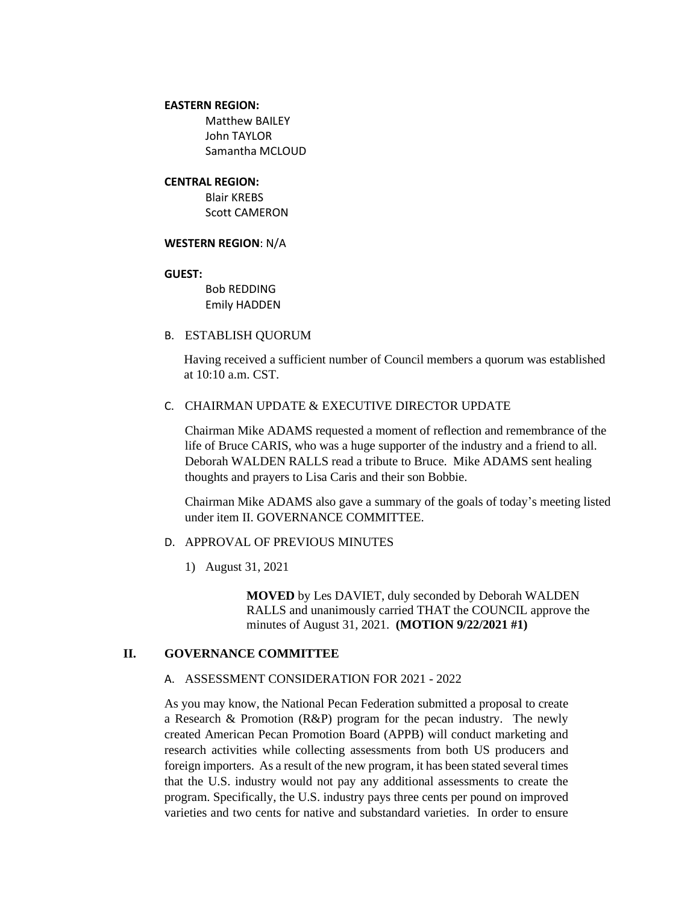**EASTERN REGION:**

Matthew BAILEY
John TAYLOR
Samantha MCLOUD

**CENTRAL REGION:**

Blair KREBS
Scott CAMERON

**WESTERN REGION**: N/A

**GUEST:**

Bob REDDING
Emily HADDEN

B. ESTABLISH QUORUM

Having received a sufficient number of Council members a quorum was established at 10:10 a.m. CST.

C. CHAIRMAN UPDATE & EXECUTIVE DIRECTOR UPDATE

Chairman Mike ADAMS requested a moment of reflection and remembrance of the life of Bruce CARIS, who was a huge supporter of the industry and a friend to all. Deborah WALDEN RALLS read a tribute to Bruce. Mike ADAMS sent healing thoughts and prayers to Lisa Caris and their son Bobbie.

Chairman Mike ADAMS also gave a summary of the goals of today's meeting listed under item II. GOVERNANCE COMMITTEE.

D. APPROVAL OF PREVIOUS MINUTES

1) August 31, 2021

> **MOVED** by Les DAVIET, duly seconded by Deborah WALDEN RALLS and unanimously carried THAT the COUNCIL approve the minutes of August 31, 2021. **(MOTION 9/22/2021 #1)**

## II. GOVERNANCE COMMITTEE

A. ASSESSMENT CONSIDERATION FOR 2021 - 2022

As you may know, the National Pecan Federation submitted a proposal to create a Research & Promotion (R&P) program for the pecan industry. The newly created American Pecan Promotion Board (APPB) will conduct marketing and research activities while collecting assessments from both US producers and foreign importers. As a result of the new program, it has been stated several times that the U.S. industry would not pay any additional assessments to create the program. Specifically, the U.S. industry pays three cents per pound on improved varieties and two cents for native and substandard varieties. In order to ensure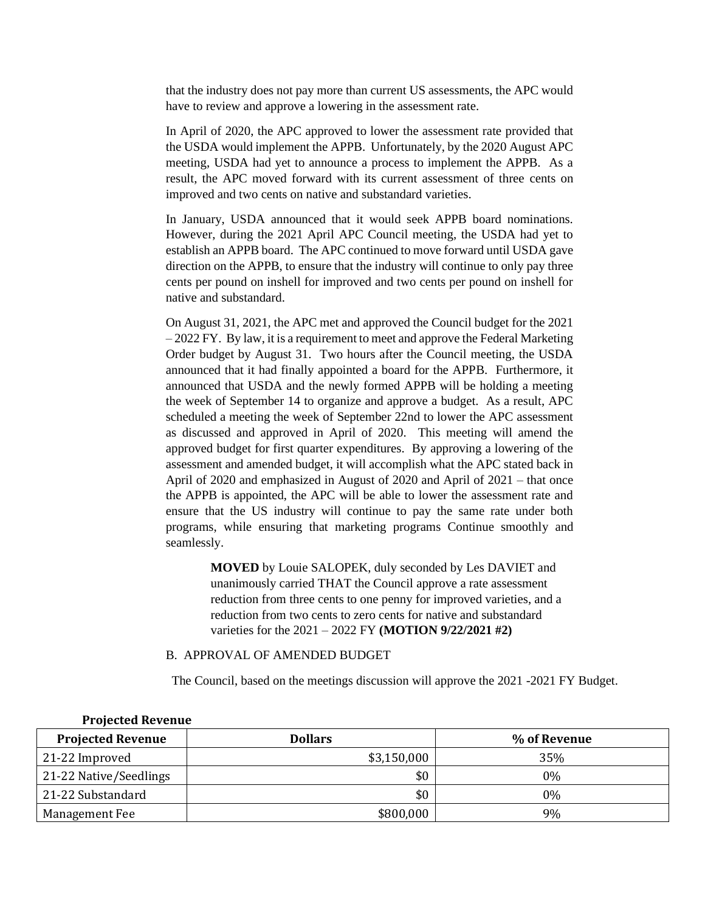that the industry does not pay more than current US assessments, the APC would have to review and approve a lowering in the assessment rate.

In April of 2020, the APC approved to lower the assessment rate provided that the USDA would implement the APPB. Unfortunately, by the 2020 August APC meeting, USDA had yet to announce a process to implement the APPB. As a result, the APC moved forward with its current assessment of three cents on improved and two cents on native and substandard varieties.

In January, USDA announced that it would seek APPB board nominations. However, during the 2021 April APC Council meeting, the USDA had yet to establish an APPB board. The APC continued to move forward until USDA gave direction on the APPB, to ensure that the industry will continue to only pay three cents per pound on inshell for improved and two cents per pound on inshell for native and substandard.

On August 31, 2021, the APC met and approved the Council budget for the 2021 – 2022 FY. By law, it is a requirement to meet and approve the Federal Marketing Order budget by August 31. Two hours after the Council meeting, the USDA announced that it had finally appointed a board for the APPB. Furthermore, it announced that USDA and the newly formed APPB will be holding a meeting the week of September 14 to organize and approve a budget. As a result, APC scheduled a meeting the week of September 22nd to lower the APC assessment as discussed and approved in April of 2020. This meeting will amend the approved budget for first quarter expenditures. By approving a lowering of the assessment and amended budget, it will accomplish what the APC stated back in April of 2020 and emphasized in August of 2020 and April of 2021 – that once the APPB is appointed, the APC will be able to lower the assessment rate and ensure that the US industry will continue to pay the same rate under both programs, while ensuring that marketing programs Continue smoothly and seamlessly.

> **MOVED** by Louie SALOPEK, duly seconded by Les DAVIET and unanimously carried THAT the Council approve a rate assessment reduction from three cents to one penny for improved varieties, and a reduction from two cents to zero cents for native and substandard varieties for the 2021 – 2022 FY **(MOTION 9/22/2021 #2)**

B. APPROVAL OF AMENDED BUDGET

The Council, based on the meetings discussion will approve the 2021 -2021 FY Budget.

**Projected Revenue**

| Projected Revenue | Dollars | % of Revenue |
|---|---|---|
| 21-22 Improved | $3,150,000 | 35% |
| 21-22 Native/Seedlings | $0 | 0% |
| 21-22 Substandard | $0 | 0% |
| Management Fee | $800,000 | 9% |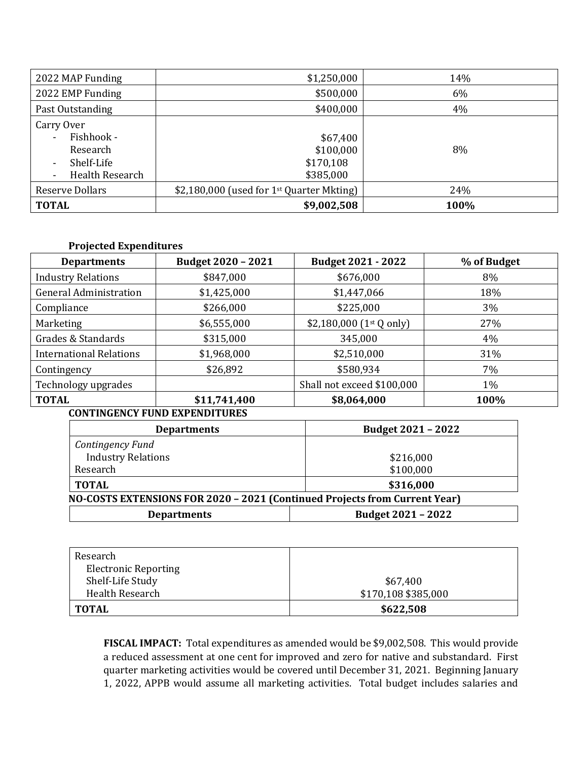| 2022 MAP Funding | $1,250,000 | 14% |
|---|---|---|
| 2022 EMP Funding | $500,000 | 6% |
| Past Outstanding | $400,000 | 4% |
| Carry Over<br>- Fishhook - Research<br>- Shelf-Life<br>- Health Research | $67,400<br>$100,000<br>$170,108<br>$385,000 | 8% |
| Reserve Dollars | $2,180,000 (used for 1st Quarter Mkting) | 24% |
| **TOTAL** | **$9,002,508** | **100%** |

**Projected Expenditures**

| Departments | Budget 2020 – 2021 | Budget 2021 - 2022 | % of Budget |
|---|---|---|---|
| Industry Relations | $847,000 | $676,000 | 8% |
| General Administration | $1,425,000 | $1,447,066 | 18% |
| Compliance | $266,000 | $225,000 | 3% |
| Marketing | $6,555,000 | $2,180,000 (1st Q only) | 27% |
| Grades & Standards | $315,000 | 345,000 | 4% |
| International Relations | $1,968,000 | $2,510,000 | 31% |
| Contingency | $26,892 | $580,934 | 7% |
| Technology upgrades | | Shall not exceed $100,000 | 1% |
| **TOTAL** | **$11,741,400** | **$8,064,000** | **100%** |

**CONTINGENCY FUND EXPENDITURES**

| Departments | Budget 2021 – 2022 |
|---|---|
| *Contingency Fund*<br>Industry Relations<br>Research | <br>$216,000<br>$100,000 |
| **TOTAL** | **$316,000** |

**NO-COSTS EXTENSIONS FOR 2020 – 2021 (Continued Projects from Current Year)**

| Departments | Budget 2021 – 2022 |
|---|---|
| Research<br>Electronic Reporting<br>Shelf-Life Study<br>Health Research | <br><br>$67,400<br>$170,108 $385,000 |
| **TOTAL** | **$622,508** |

**FISCAL IMPACT:** Total expenditures as amended would be $9,002,508. This would provide a reduced assessment at one cent for improved and zero for native and substandard. First quarter marketing activities would be covered until December 31, 2021. Beginning January 1, 2022, APPB would assume all marketing activities. Total budget includes salaries and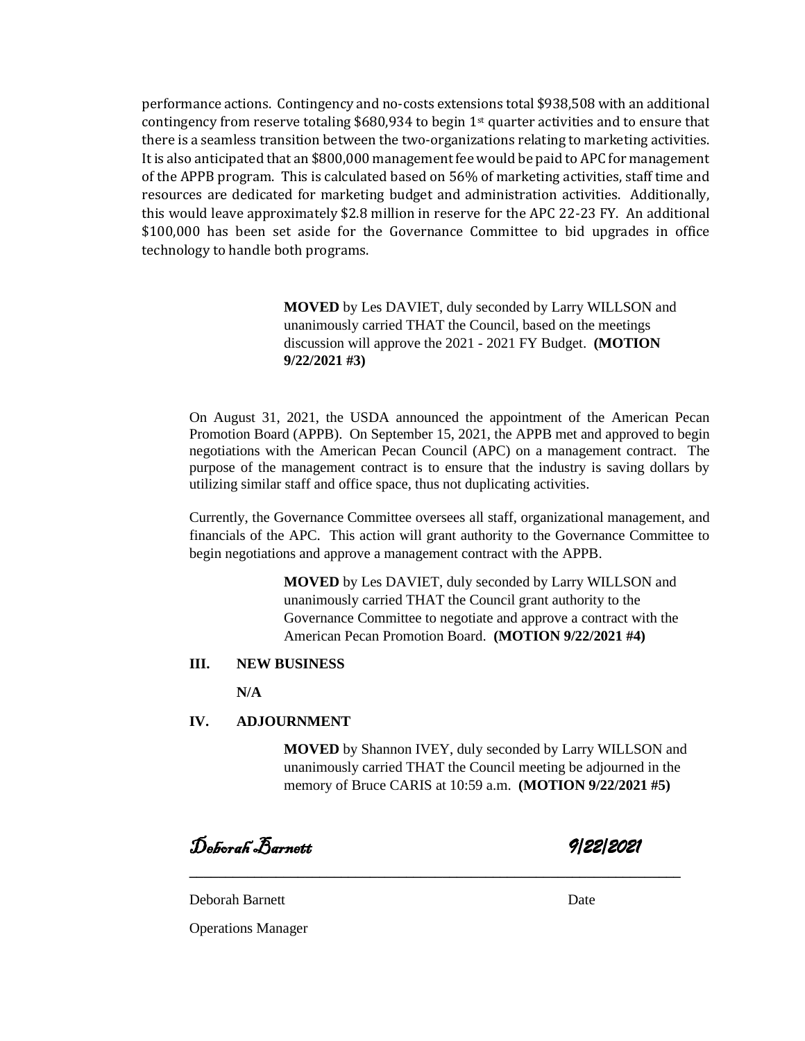performance actions. Contingency and no-costs extensions total $938,508 with an additional contingency from reserve totaling $680,934 to begin 1st quarter activities and to ensure that there is a seamless transition between the two-organizations relating to marketing activities. It is also anticipated that an $800,000 management fee would be paid to APC for management of the APPB program. This is calculated based on 56% of marketing activities, staff time and resources are dedicated for marketing budget and administration activities. Additionally, this would leave approximately $2.8 million in reserve for the APC 22-23 FY. An additional $100,000 has been set aside for the Governance Committee to bid upgrades in office technology to handle both programs.

> **MOVED** by Les DAVIET, duly seconded by Larry WILLSON and unanimously carried THAT the Council, based on the meetings discussion will approve the 2021 - 2021 FY Budget. **(MOTION 9/22/2021 #3)**

On August 31, 2021, the USDA announced the appointment of the American Pecan Promotion Board (APPB). On September 15, 2021, the APPB met and approved to begin negotiations with the American Pecan Council (APC) on a management contract. The purpose of the management contract is to ensure that the industry is saving dollars by utilizing similar staff and office space, thus not duplicating activities.

Currently, the Governance Committee oversees all staff, organizational management, and financials of the APC. This action will grant authority to the Governance Committee to begin negotiations and approve a management contract with the APPB.

> **MOVED** by Les DAVIET, duly seconded by Larry WILLSON and unanimously carried THAT the Council grant authority to the Governance Committee to negotiate and approve a contract with the American Pecan Promotion Board. **(MOTION 9/22/2021 #4)**

## III. NEW BUSINESS

**N/A**

## IV. ADJOURNMENT

> **MOVED** by Shannon IVEY, duly seconded by Larry WILLSON and unanimously carried THAT the Council meeting be adjourned in the memory of Bruce CARIS at 10:59 a.m. **(MOTION 9/22/2021 #5)**

*Deborah Barnett* *9/22/2021*

Deborah Barnett Date

Operations Manager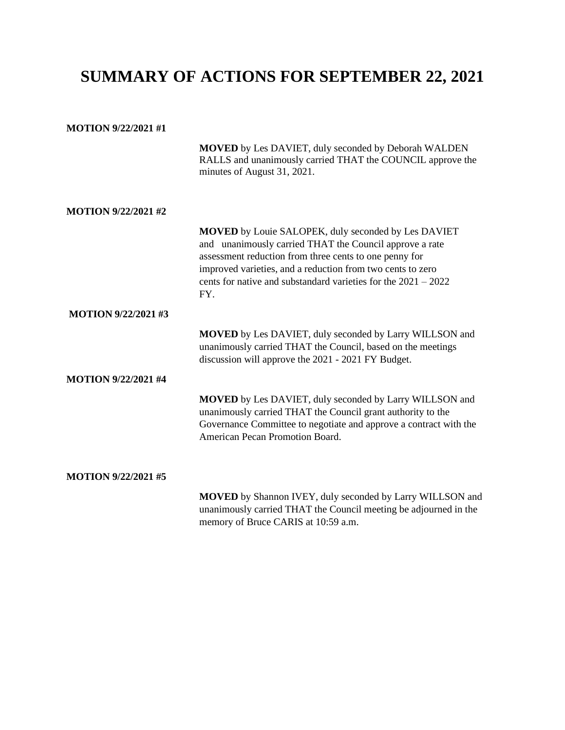# SUMMARY OF ACTIONS FOR SEPTEMBER 22, 2021

**MOTION 9/22/2021 #1**

**MOVED** by Les DAVIET, duly seconded by Deborah WALDEN RALLS and unanimously carried THAT the COUNCIL approve the minutes of August 31, 2021.

**MOTION 9/22/2021 #2**

**MOVED** by Louie SALOPEK, duly seconded by Les DAVIET and unanimously carried THAT the Council approve a rate assessment reduction from three cents to one penny for improved varieties, and a reduction from two cents to zero cents for native and substandard varieties for the 2021 – 2022 FY.

**MOTION 9/22/2021 #3**

**MOVED** by Les DAVIET, duly seconded by Larry WILLSON and unanimously carried THAT the Council, based on the meetings discussion will approve the 2021 - 2021 FY Budget.

**MOTION 9/22/2021 #4**

**MOVED** by Les DAVIET, duly seconded by Larry WILLSON and unanimously carried THAT the Council grant authority to the Governance Committee to negotiate and approve a contract with the American Pecan Promotion Board.

**MOTION 9/22/2021 #5**

**MOVED** by Shannon IVEY, duly seconded by Larry WILLSON and unanimously carried THAT the Council meeting be adjourned in the memory of Bruce CARIS at 10:59 a.m.